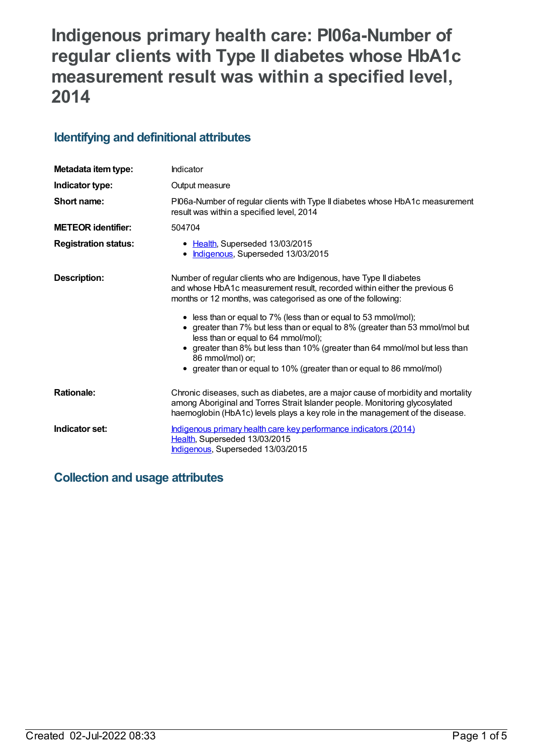# Indigenous primary health care: PI06a-Number of regular clients with Type II diabetes whose HbA1c measurement result was within a specified level, 2014

## Identifying and definitional attributes

| | |
|---|---|
| **Metadata item type:** | Indicator |
| **Indicator type:** | Output measure |
| **Short name:** | PI06a-Number of regular clients with Type II diabetes whose HbA1c measurement result was within a specified level, 2014 |
| **METEOR identifier:** | 504704 |
| **Registration status:** | • Health, Superseded 13/03/2015<br>• Indigenous, Superseded 13/03/2015 |
| **Description:** | Number of regular clients who are Indigenous, have Type II diabetes and whose HbA1c measurement result, recorded within either the previous 6 months or 12 months, was categorised as one of the following:<br>• less than or equal to 7% (less than or equal to 53 mmol/mol);<br>• greater than 7% but less than or equal to 8% (greater than 53 mmol/mol but less than or equal to 64 mmol/mol);<br>• greater than 8% but less than 10% (greater than 64 mmol/mol but less than 86 mmol/mol) or;<br>• greater than or equal to 10% (greater than or equal to 86 mmol/mol) |
| **Rationale:** | Chronic diseases, such as diabetes, are a major cause of morbidity and mortality among Aboriginal and Torres Strait Islander people. Monitoring glycosylated haemoglobin (HbA1c) levels plays a key role in the management of the disease. |
| **Indicator set:** | Indigenous primary health care key performance indicators (2014)<br>Health, Superseded 13/03/2015<br>Indigenous, Superseded 13/03/2015 |

## Collection and usage attributes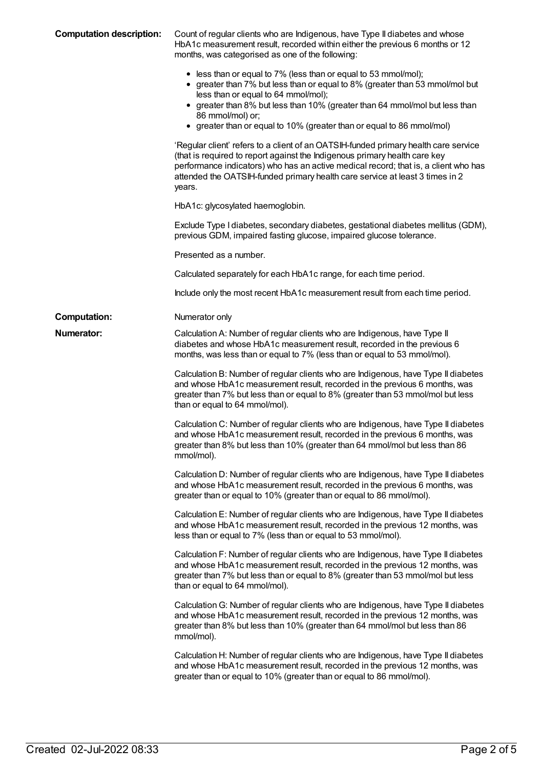**Computation description:** Count of regular clients who are Indigenous, have Type II diabetes and whose HbA1c measurement result, recorded within either the previous 6 months or 12 months, was categorised as one of the following:

- less than or equal to 7% (less than or equal to 53 mmol/mol);
- greater than 7% but less than or equal to 8% (greater than 53 mmol/mol but less than or equal to 64 mmol/mol);
- greater than 8% but less than 10% (greater than 64 mmol/mol but less than 86 mmol/mol) or;
- greater than or equal to 10% (greater than or equal to 86 mmol/mol)

'Regular client' refers to a client of an OATSIH-funded primary health care service (that is required to report against the Indigenous primary health care key performance indicators) who has an active medical record; that is, a client who has attended the OATSIH-funded primary health care service at least 3 times in 2 years.

HbA1c: glycosylated haemoglobin.

Exclude Type I diabetes, secondary diabetes, gestational diabetes mellitus (GDM), previous GDM, impaired fasting glucose, impaired glucose tolerance.

Presented as a number.

Calculated separately for each HbA1c range, for each time period.

Include only the most recent HbA1c measurement result from each time period.

**Computation:** Numerator only

**Numerator:** Calculation A: Number of regular clients who are Indigenous, have Type II diabetes and whose HbA1c measurement result, recorded in the previous 6 months, was less than or equal to 7% (less than or equal to 53 mmol/mol).

Calculation B: Number of regular clients who are Indigenous, have Type II diabetes and whose HbA1c measurement result, recorded in the previous 6 months, was greater than 7% but less than or equal to 8% (greater than 53 mmol/mol but less than or equal to 64 mmol/mol).

Calculation C: Number of regular clients who are Indigenous, have Type II diabetes and whose HbA1c measurement result, recorded in the previous 6 months, was greater than 8% but less than 10% (greater than 64 mmol/mol but less than 86 mmol/mol).

Calculation D: Number of regular clients who are Indigenous, have Type II diabetes and whose HbA1c measurement result, recorded in the previous 6 months, was greater than or equal to 10% (greater than or equal to 86 mmol/mol).

Calculation E: Number of regular clients who are Indigenous, have Type II diabetes and whose HbA1c measurement result, recorded in the previous 12 months, was less than or equal to 7% (less than or equal to 53 mmol/mol).

Calculation F: Number of regular clients who are Indigenous, have Type II diabetes and whose HbA1c measurement result, recorded in the previous 12 months, was greater than 7% but less than or equal to 8% (greater than 53 mmol/mol but less than or equal to 64 mmol/mol).

Calculation G: Number of regular clients who are Indigenous, have Type II diabetes and whose HbA1c measurement result, recorded in the previous 12 months, was greater than 8% but less than 10% (greater than 64 mmol/mol but less than 86 mmol/mol).

Calculation H: Number of regular clients who are Indigenous, have Type II diabetes and whose HbA1c measurement result, recorded in the previous 12 months, was greater than or equal to 10% (greater than or equal to 86 mmol/mol).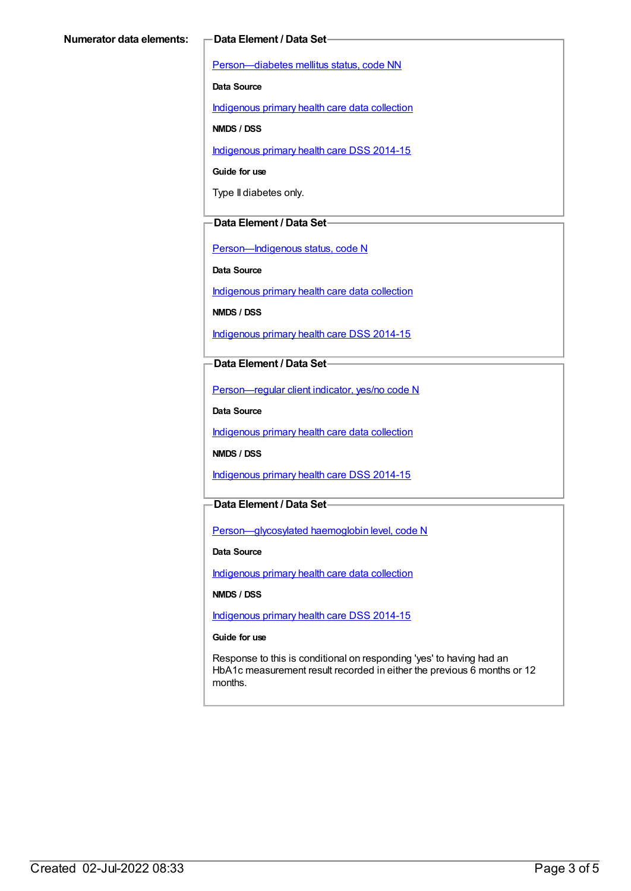**Numerator data elements:**

**Data Element / Data Set**

Person—diabetes mellitus status, code NN

**Data Source**

Indigenous primary health care data collection

**NMDS / DSS**

Indigenous primary health care DSS 2014-15

**Guide for use**

Type II diabetes only.

**Data Element / Data Set**

Person—Indigenous status, code N

**Data Source**

Indigenous primary health care data collection

**NMDS / DSS**

Indigenous primary health care DSS 2014-15

**Data Element / Data Set**

Person—regular client indicator, yes/no code N

**Data Source**

Indigenous primary health care data collection

**NMDS / DSS**

Indigenous primary health care DSS 2014-15

**Data Element / Data Set**

Person—glycosylated haemoglobin level, code N

**Data Source**

Indigenous primary health care data collection

**NMDS / DSS**

Indigenous primary health care DSS 2014-15

**Guide for use**

Response to this is conditional on responding 'yes' to having had an HbA1c measurement result recorded in either the previous 6 months or 12 months.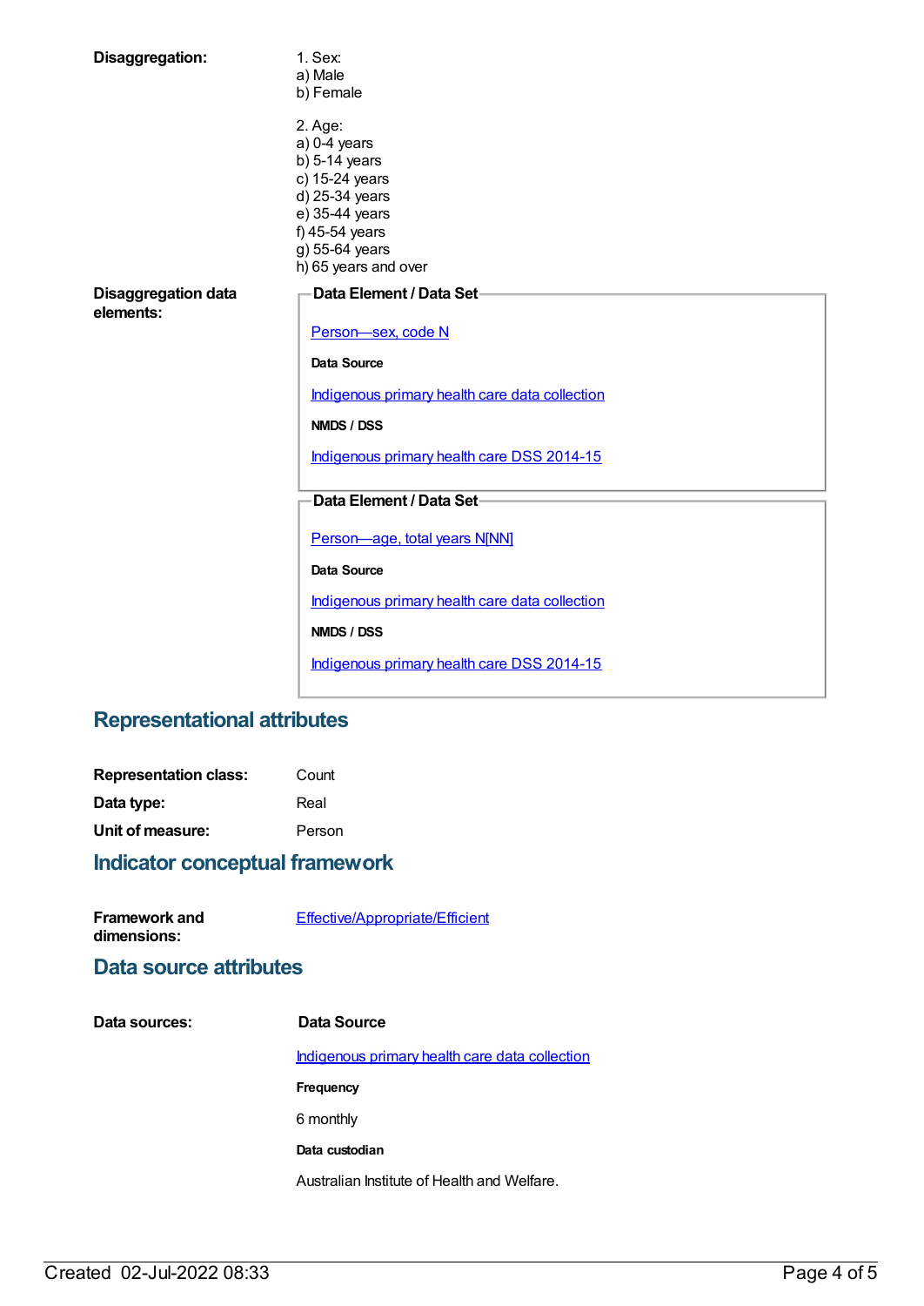**Disaggregation:**

1. Sex:
a) Male
b) Female

2. Age:
a) 0-4 years
b) 5-14 years
c) 15-24 years
d) 25-34 years
e) 35-44 years
f) 45-54 years
g) 55-64 years
h) 65 years and over

**Disaggregation data elements:**

**Data Element / Data Set**

Person—sex, code N

**Data Source**

Indigenous primary health care data collection

**NMDS / DSS**

Indigenous primary health care DSS 2014-15

**Data Element / Data Set**

Person—age, total years N[NN]

**Data Source**

Indigenous primary health care data collection

**NMDS / DSS**

Indigenous primary health care DSS 2014-15

## Representational attributes

**Representation class:** Count

**Data type:** Real

**Unit of measure:** Person

## Indicator conceptual framework

**Framework and dimensions:** Effective/Appropriate/Efficient

## Data source attributes

**Data sources:**

**Data Source**

Indigenous primary health care data collection

**Frequency**

6 monthly

**Data custodian**

Australian Institute of Health and Welfare.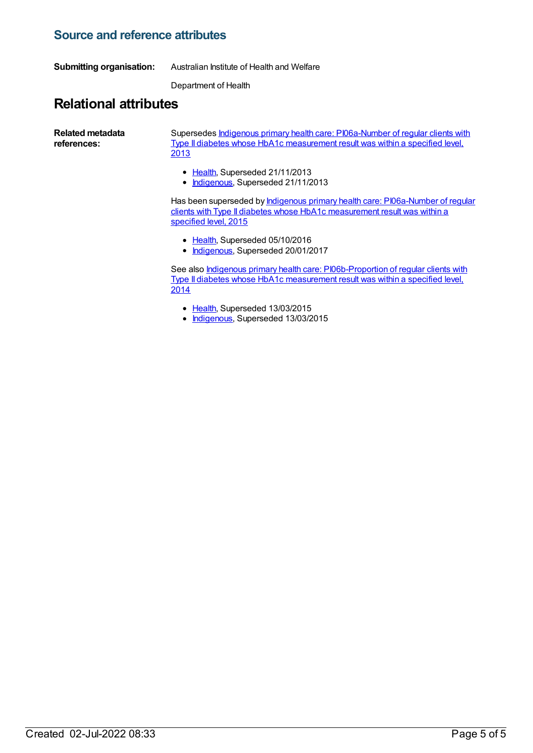## Source and reference attributes

**Submitting organisation:** Australian Institute of Health and Welfare

Department of Health

# Relational attributes

**Related metadata references:**

Supersedes Indigenous primary health care: PI06a-Number of regular clients with Type II diabetes whose HbA1c measurement result was within a specified level, 2013

- Health, Superseded 21/11/2013
- Indigenous, Superseded 21/11/2013

Has been superseded by Indigenous primary health care: PI06a-Number of regular clients with Type II diabetes whose HbA1c measurement result was within a specified level, 2015

- Health, Superseded 05/10/2016
- Indigenous, Superseded 20/01/2017

See also Indigenous primary health care: PI06b-Proportion of regular clients with Type II diabetes whose HbA1c measurement result was within a specified level, 2014

- Health, Superseded 13/03/2015
- Indigenous, Superseded 13/03/2015